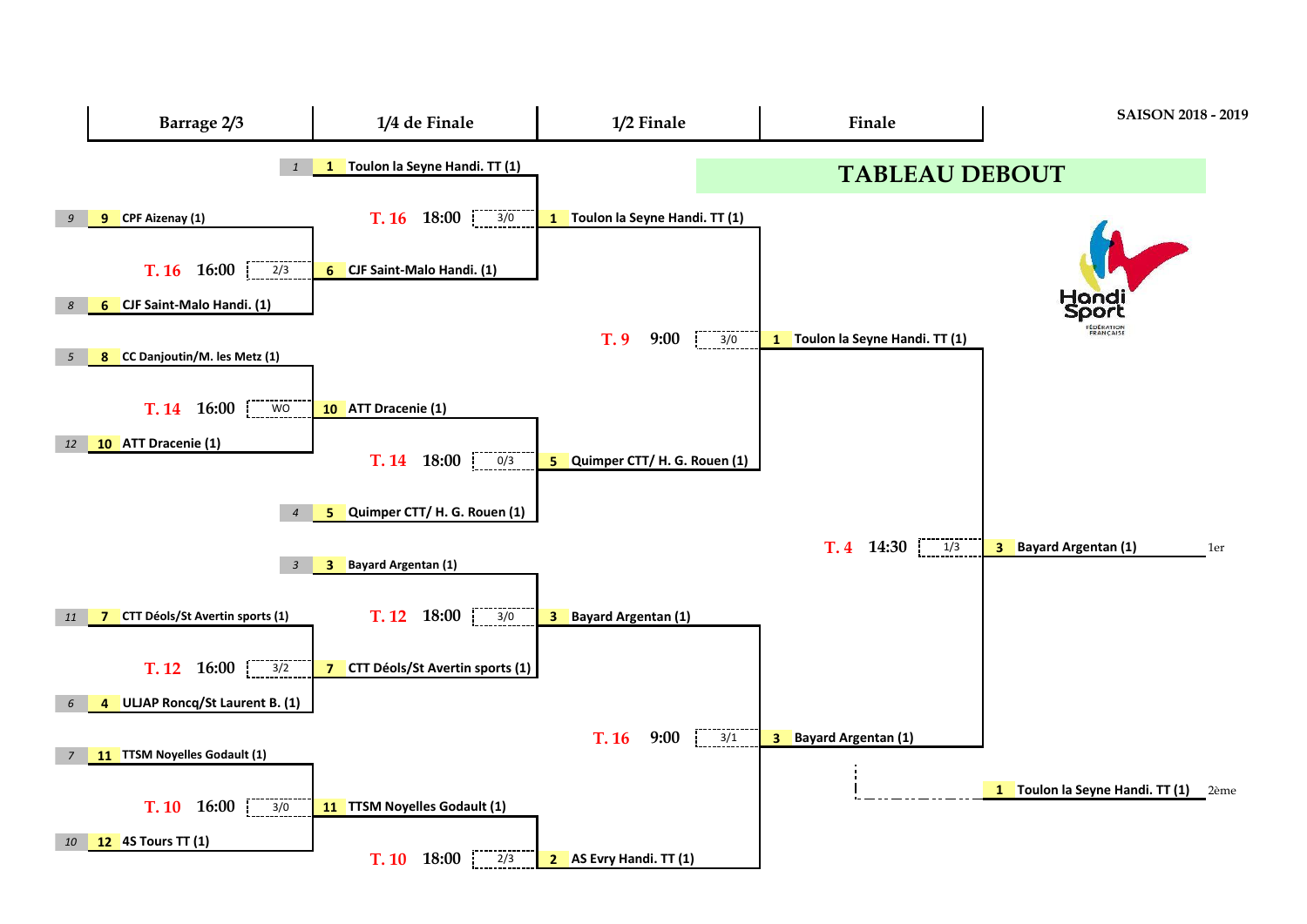SAISON 2018 - 2019

# TABLEAU DEBOUT

| Barrage 2/3 | 1/4 de Finale | 1/2 Finale | Finale |
|---|---|---|---|

**Barrage 2/3**

- 9 — 9 CPF Aizenay (1) / 8 — 6 CJF Saint-Malo Handi. (1) — T. 16 16:00 — 2/3
- 5 — 8 CC Danjoutin/M. les Metz (1) / 12 — 10 ATT Dracenie (1) — T. 14 16:00 — WO
- 11 — 7 CTT Déols/St Avertin sports (1) / 6 — 4 ULJAP Roncq/St Laurent B. (1) — T. 12 16:00 — 3/2
- 7 — 11 TTSM Noyelles Godault (1) / 10 — 12 4S Tours TT (1) — T. 10 16:00 — 3/0

**1/4 de Finale**

- 1 — 1 Toulon la Seyne Handi. TT (1) / 6 CJF Saint-Malo Handi. (1) — T. 16 18:00 — 3/0
- 10 ATT Dracenie (1) / 4 — 5 Quimper CTT/ H. G. Rouen (1) — T. 14 18:00 — 0/3
- 3 — 3 Bayard Argentan (1) / 7 CTT Déols/St Avertin sports (1) — T. 12 18:00 — 3/0
- 11 TTSM Noyelles Godault (1) / 2 AS Evry Handi. TT (1) — T. 10 18:00 — 2/3

**1/2 Finale**

- 1 Toulon la Seyne Handi. TT (1) / 5 Quimper CTT/ H. G. Rouen (1) — T. 9 9:00 — 3/0
- 3 Bayard Argentan (1) / 2 AS Evry Handi. TT (1) — T. 16 9:00 — 3/1

**Finale**

- 1 Toulon la Seyne Handi. TT (1) / 3 Bayard Argentan (1) — T. 4 14:30 — 1/3

3 Bayard Argentan (1) — 1er

1 Toulon la Seyne Handi. TT (1) — 2ème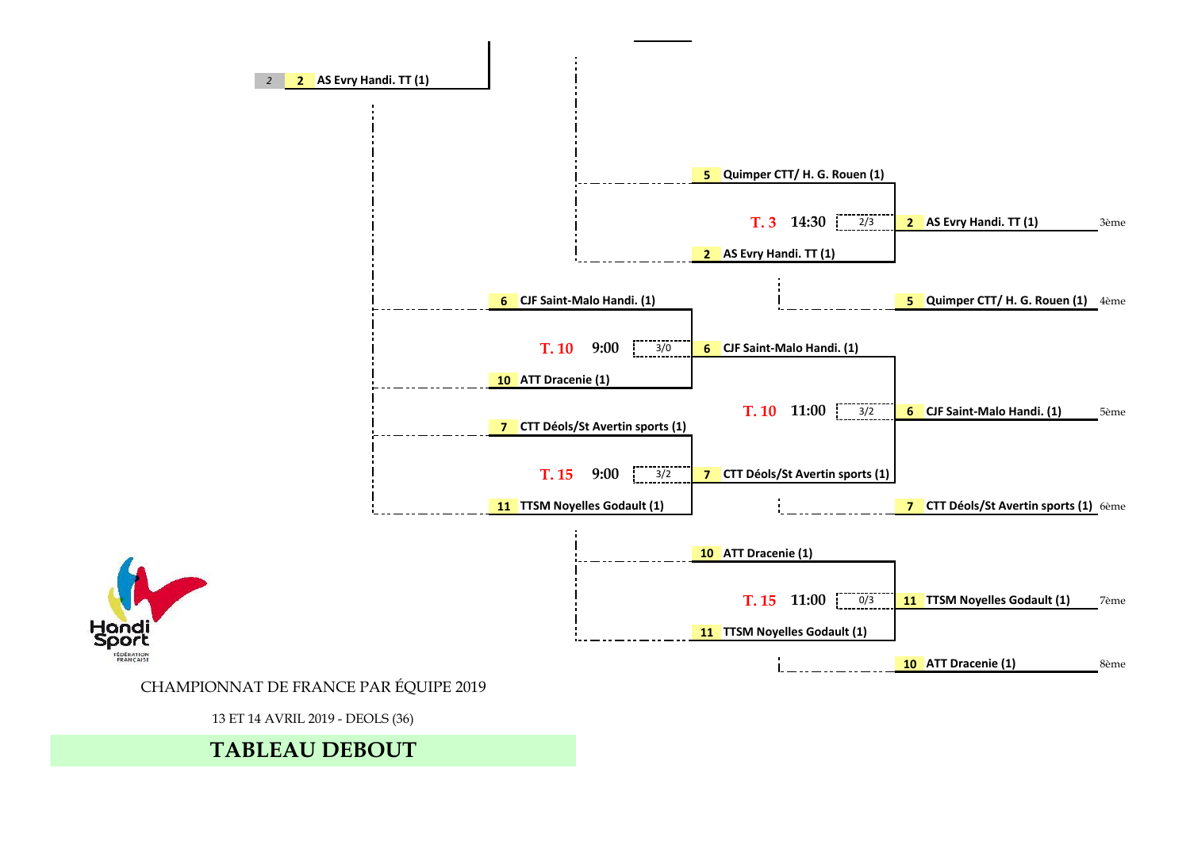2 | 2 AS Evry Handi. TT (1)

5 Quimper CTT/ H. G. Rouen (1)

T. 3 14:30 2/3

2 AS Evry Handi. TT (1)

2 AS Evry Handi. TT (1) 3ème

5 Quimper CTT/ H. G. Rouen (1) 4ème

6 CJF Saint-Malo Handi. (1)

T. 10 9:00 3/0

10 ATT Dracenie (1)

6 CJF Saint-Malo Handi. (1)

T. 10 11:00 3/2

6 CJF Saint-Malo Handi. (1) 5ème

7 CTT Déols/St Avertin sports (1)

T. 15 9:00 3/2

11 TTSM Noyelles Godault (1)

7 CTT Déols/St Avertin sports (1)

7 CTT Déols/St Avertin sports (1) 6ème

10 ATT Dracenie (1)

T. 15 11:00 0/3

11 TTSM Noyelles Godault (1)

11 TTSM Noyelles Godault (1) 7ème

10 ATT Dracenie (1) 8ème

Handi Sport
FÉDÉRATION FRANÇAISE

CHAMPIONNAT DE FRANCE PAR ÉQUIPE 2019

13 ET 14 AVRIL 2019 - DEOLS (36)

## TABLEAU DEBOUT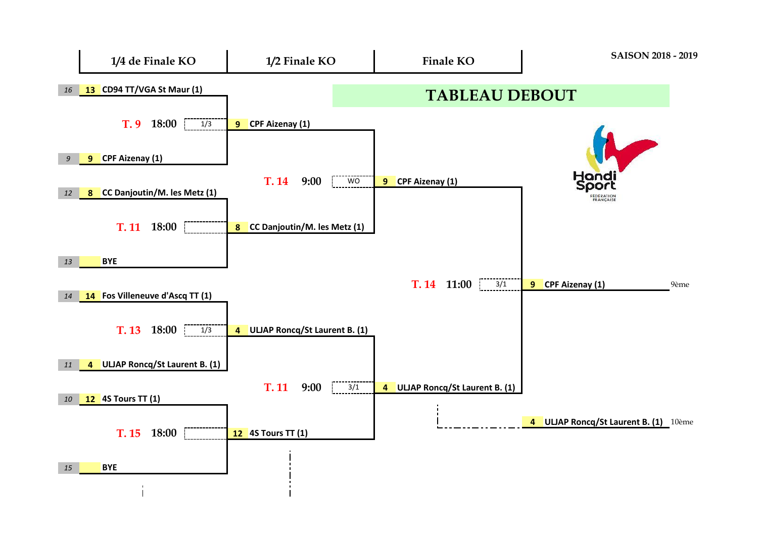SAISON 2018 - 2019

# TABLEAU DEBOUT

| 1/4 de Finale KO | 1/2 Finale KO | Finale KO |
|---|---|---|

16 | 13 | CD94 TT/VGA St Maur (1)

T. 9 18:00 1/3

9 | 9 | CPF Aizenay (1)

→ 9 CPF Aizenay (1)

T. 14 9:00 WO

→ 9 CPF Aizenay (1)

12 | 8 | CC Danjoutin/M. les Metz (1)

T. 11 18:00

13 | BYE

→ 8 CC Danjoutin/M. les Metz (1)

T. 14 11:00 3/1

→ 9 CPF Aizenay (1) — 9ème

14 | 14 | Fos Villeneuve d'Ascq TT (1)

T. 13 18:00 1/3

11 | 4 | ULJAP Roncq/St Laurent B. (1)

→ 4 ULJAP Roncq/St Laurent B. (1)

T. 11 9:00 3/1

→ 4 ULJAP Roncq/St Laurent B. (1)

10 | 12 | 4S Tours TT (1)

T. 15 18:00

15 | BYE

→ 12 4S Tours TT (1)

4 ULJAP Roncq/St Laurent B. (1) — 10ème

Handi Sport FÉDÉRATION FRANÇAISE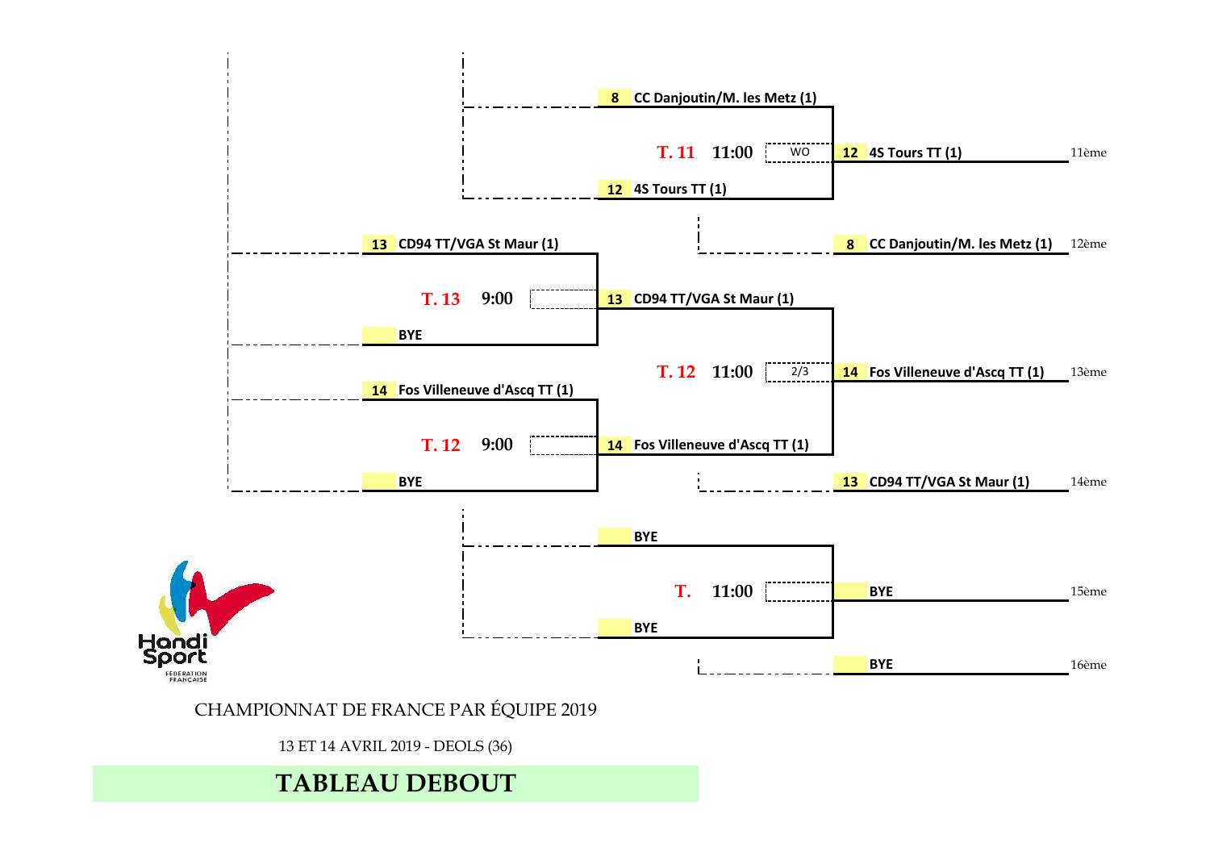8 CC Danjoutin/M. les Metz (1)

T. 11 11:00 WO

12 4S Tours TT (1)

12 4S Tours TT (1) — 11ème

8 CC Danjoutin/M. les Metz (1) — 12ème

13 CD94 TT/VGA St Maur (1)

T. 13 9:00

BYE

13 CD94 TT/VGA St Maur (1)

T. 12 11:00 2/3

14 Fos Villeneuve d'Ascq TT (1) — 13ème

14 Fos Villeneuve d'Ascq TT (1)

T. 12 9:00

BYE

14 Fos Villeneuve d'Ascq TT (1)

13 CD94 TT/VGA St Maur (1) — 14ème

BYE

T. 11:00

BYE

BYE — 15ème

BYE — 16ème

CHAMPIONNAT DE FRANCE PAR ÉQUIPE 2019

13 ET 14 AVRIL 2019 - DEOLS (36)

# TABLEAU DEBOUT